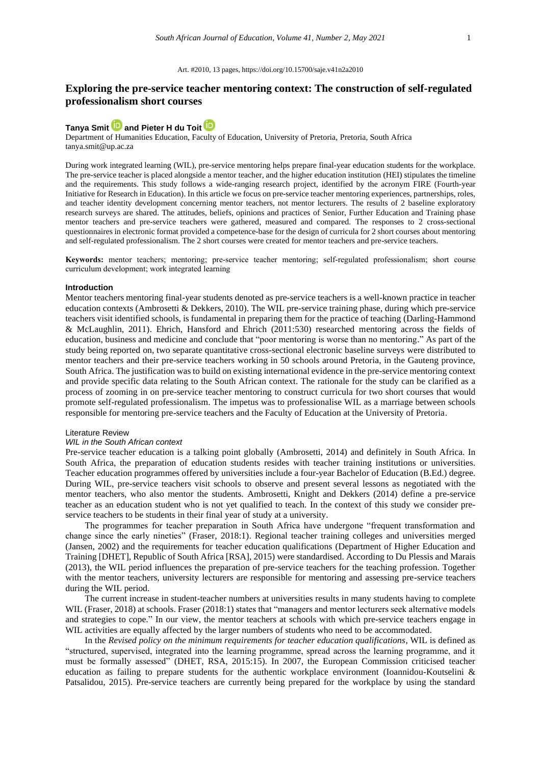Art. #2010, 13 pages, https://doi.org/10.15700/saje.v41n2a2010

# Exploring the pre-service teacher mentoring context: The construction of self-regulated professionalism short courses

**Tanya Smit and Pieter H du Toit**

Department of Humanities Education, Faculty of Education, University of Pretoria, Pretoria, South Africa
tanya.smit@up.ac.za

During work integrated learning (WIL), pre-service mentoring helps prepare final-year education students for the workplace. The pre-service teacher is placed alongside a mentor teacher, and the higher education institution (HEI) stipulates the timeline and the requirements. This study follows a wide-ranging research project, identified by the acronym FIRE (Fourth-year Initiative for Research in Education). In this article we focus on pre-service teacher mentoring experiences, partnerships, roles, and teacher identity development concerning mentor teachers, not mentor lecturers. The results of 2 baseline exploratory research surveys are shared. The attitudes, beliefs, opinions and practices of Senior, Further Education and Training phase mentor teachers and pre-service teachers were gathered, measured and compared. The responses to 2 cross-sectional questionnaires in electronic format provided a competence-base for the design of curricula for 2 short courses about mentoring and self-regulated professionalism. The 2 short courses were created for mentor teachers and pre-service teachers.

**Keywords:** mentor teachers; mentoring; pre-service teacher mentoring; self-regulated professionalism; short course curriculum development; work integrated learning

## Introduction

Mentor teachers mentoring final-year students denoted as pre-service teachers is a well-known practice in teacher education contexts (Ambrosetti & Dekkers, 2010). The WIL pre-service training phase, during which pre-service teachers visit identified schools, is fundamental in preparing them for the practice of teaching (Darling-Hammond & McLaughlin, 2011). Ehrich, Hansford and Ehrich (2011:530) researched mentoring across the fields of education, business and medicine and conclude that "poor mentoring is worse than no mentoring." As part of the study being reported on, two separate quantitative cross-sectional electronic baseline surveys were distributed to mentor teachers and their pre-service teachers working in 50 schools around Pretoria, in the Gauteng province, South Africa. The justification was to build on existing international evidence in the pre-service mentoring context and provide specific data relating to the South African context. The rationale for the study can be clarified as a process of zooming in on pre-service teacher mentoring to construct curricula for two short courses that would promote self-regulated professionalism. The impetus was to professionalise WIL as a marriage between schools responsible for mentoring pre-service teachers and the Faculty of Education at the University of Pretoria.

## Literature Review

### *WIL in the South African context*

Pre-service teacher education is a talking point globally (Ambrosetti, 2014) and definitely in South Africa. In South Africa, the preparation of education students resides with teacher training institutions or universities. Teacher education programmes offered by universities include a four-year Bachelor of Education (B.Ed.) degree. During WIL, pre-service teachers visit schools to observe and present several lessons as negotiated with the mentor teachers, who also mentor the students. Ambrosetti, Knight and Dekkers (2014) define a pre-service teacher as an education student who is not yet qualified to teach. In the context of this study we consider pre-service teachers to be students in their final year of study at a university.

The programmes for teacher preparation in South Africa have undergone "frequent transformation and change since the early nineties" (Fraser, 2018:1). Regional teacher training colleges and universities merged (Jansen, 2002) and the requirements for teacher education qualifications (Department of Higher Education and Training [DHET], Republic of South Africa [RSA], 2015) were standardised. According to Du Plessis and Marais (2013), the WIL period influences the preparation of pre-service teachers for the teaching profession. Together with the mentor teachers, university lecturers are responsible for mentoring and assessing pre-service teachers during the WIL period.

The current increase in student-teacher numbers at universities results in many students having to complete WIL (Fraser, 2018) at schools. Fraser (2018:1) states that "managers and mentor lecturers seek alternative models and strategies to cope." In our view, the mentor teachers at schools with which pre-service teachers engage in WIL activities are equally affected by the larger numbers of students who need to be accommodated.

In the *Revised policy on the minimum requirements for teacher education qualifications*, WIL is defined as "structured, supervised, integrated into the learning programme, spread across the learning programme, and it must be formally assessed" (DHET, RSA, 2015:15). In 2007, the European Commission criticised teacher education as failing to prepare students for the authentic workplace environment (Ioannidou-Koutselini & Patsalidou, 2015). Pre-service teachers are currently being prepared for the workplace by using the standard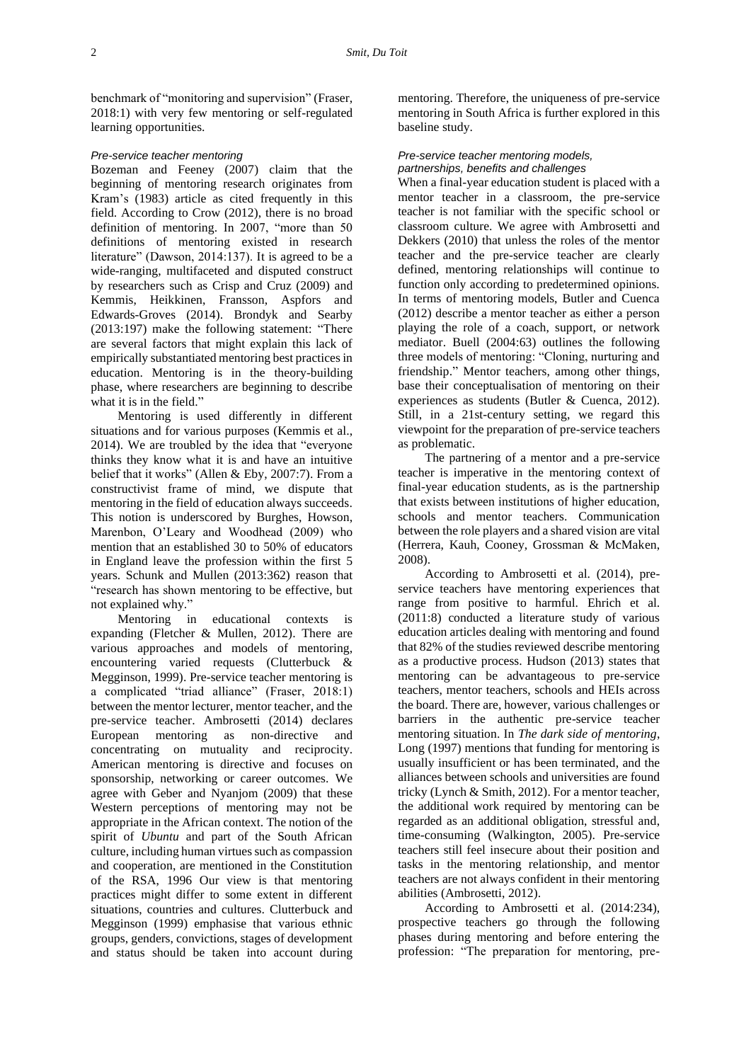benchmark of "monitoring and supervision" (Fraser, 2018:1) with very few mentoring or self-regulated learning opportunities.

### *Pre-service teacher mentoring*

Bozeman and Feeney (2007) claim that the beginning of mentoring research originates from Kram's (1983) article as cited frequently in this field. According to Crow (2012), there is no broad definition of mentoring. In 2007, "more than 50 definitions of mentoring existed in research literature" (Dawson, 2014:137). It is agreed to be a wide-ranging, multifaceted and disputed construct by researchers such as Crisp and Cruz (2009) and Kemmis, Heikkinen, Fransson, Aspfors and Edwards-Groves (2014). Brondyk and Searby (2013:197) make the following statement: "There are several factors that might explain this lack of empirically substantiated mentoring best practices in education. Mentoring is in the theory-building phase, where researchers are beginning to describe what it is in the field."

Mentoring is used differently in different situations and for various purposes (Kemmis et al., 2014). We are troubled by the idea that "everyone thinks they know what it is and have an intuitive belief that it works" (Allen & Eby, 2007:7). From a constructivist frame of mind, we dispute that mentoring in the field of education always succeeds. This notion is underscored by Burghes, Howson, Marenbon, O'Leary and Woodhead (2009) who mention that an established 30 to 50% of educators in England leave the profession within the first 5 years. Schunk and Mullen (2013:362) reason that "research has shown mentoring to be effective, but not explained why."

Mentoring in educational contexts is expanding (Fletcher & Mullen, 2012). There are various approaches and models of mentoring, encountering varied requests (Clutterbuck & Megginson, 1999). Pre-service teacher mentoring is a complicated "triad alliance" (Fraser, 2018:1) between the mentor lecturer, mentor teacher, and the pre-service teacher. Ambrosetti (2014) declares European mentoring as non-directive and concentrating on mutuality and reciprocity. American mentoring is directive and focuses on sponsorship, networking or career outcomes. We agree with Geber and Nyanjom (2009) that these Western perceptions of mentoring may not be appropriate in the African context. The notion of the spirit of *Ubuntu* and part of the South African culture, including human virtues such as compassion and cooperation, are mentioned in the Constitution of the RSA, 1996 Our view is that mentoring practices might differ to some extent in different situations, countries and cultures. Clutterbuck and Megginson (1999) emphasise that various ethnic groups, genders, convictions, stages of development and status should be taken into account during mentoring. Therefore, the uniqueness of pre-service mentoring in South Africa is further explored in this baseline study.

### *Pre-service teacher mentoring models, partnerships, benefits and challenges*

When a final-year education student is placed with a mentor teacher in a classroom, the pre-service teacher is not familiar with the specific school or classroom culture. We agree with Ambrosetti and Dekkers (2010) that unless the roles of the mentor teacher and the pre-service teacher are clearly defined, mentoring relationships will continue to function only according to predetermined opinions. In terms of mentoring models, Butler and Cuenca (2012) describe a mentor teacher as either a person playing the role of a coach, support, or network mediator. Buell (2004:63) outlines the following three models of mentoring: "Cloning, nurturing and friendship." Mentor teachers, among other things, base their conceptualisation of mentoring on their experiences as students (Butler & Cuenca, 2012). Still, in a 21st-century setting, we regard this viewpoint for the preparation of pre-service teachers as problematic.

The partnering of a mentor and a pre-service teacher is imperative in the mentoring context of final-year education students, as is the partnership that exists between institutions of higher education, schools and mentor teachers. Communication between the role players and a shared vision are vital (Herrera, Kauh, Cooney, Grossman & McMaken, 2008).

According to Ambrosetti et al. (2014), pre-service teachers have mentoring experiences that range from positive to harmful. Ehrich et al. (2011:8) conducted a literature study of various education articles dealing with mentoring and found that 82% of the studies reviewed describe mentoring as a productive process. Hudson (2013) states that mentoring can be advantageous to pre-service teachers, mentor teachers, schools and HEIs across the board. There are, however, various challenges or barriers in the authentic pre-service teacher mentoring situation. In *The dark side of mentoring*, Long (1997) mentions that funding for mentoring is usually insufficient or has been terminated, and the alliances between schools and universities are found tricky (Lynch & Smith, 2012). For a mentor teacher, the additional work required by mentoring can be regarded as an additional obligation, stressful and, time-consuming (Walkington, 2005). Pre-service teachers still feel insecure about their position and tasks in the mentoring relationship, and mentor teachers are not always confident in their mentoring abilities (Ambrosetti, 2012).

According to Ambrosetti et al. (2014:234), prospective teachers go through the following phases during mentoring and before entering the profession: "The preparation for mentoring, pre-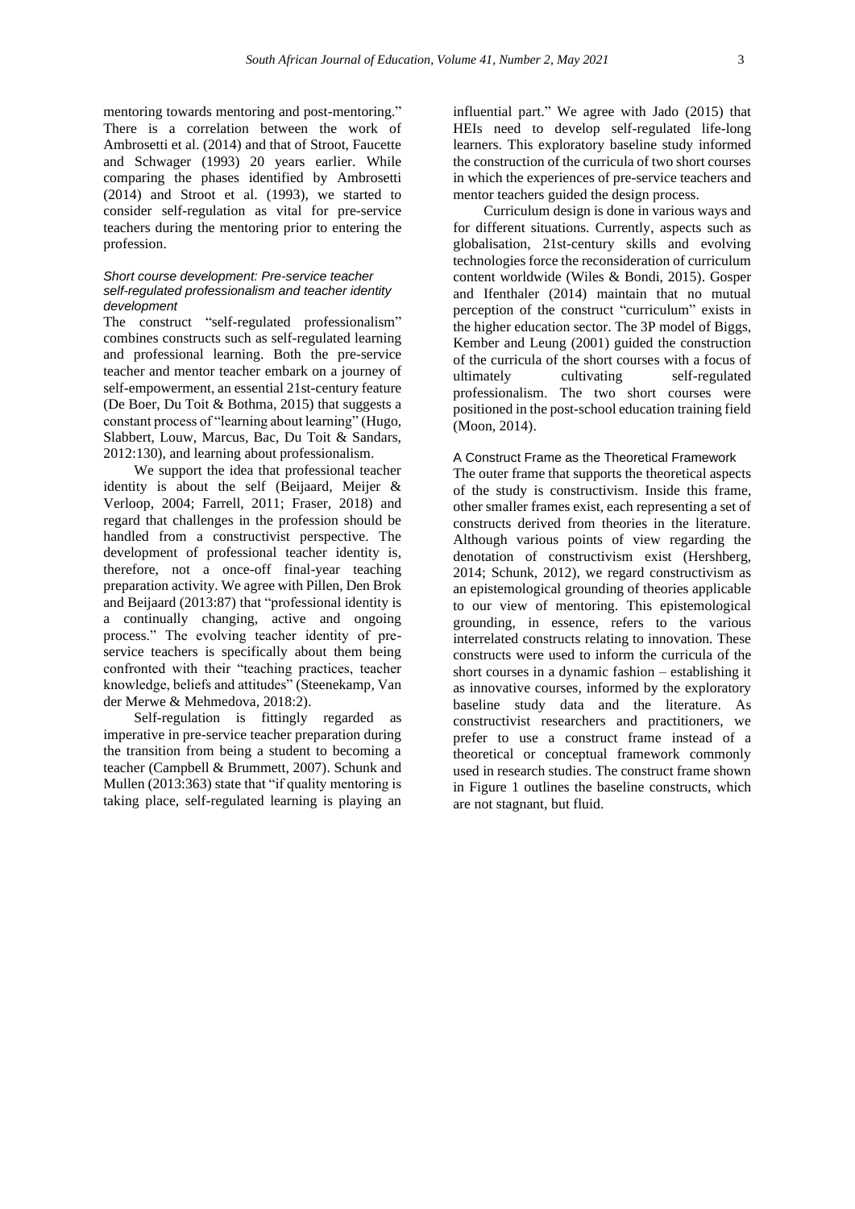mentoring towards mentoring and post-mentoring." There is a correlation between the work of Ambrosetti et al. (2014) and that of Stroot, Faucette and Schwager (1993) 20 years earlier. While comparing the phases identified by Ambrosetti (2014) and Stroot et al. (1993), we started to consider self-regulation as vital for pre-service teachers during the mentoring prior to entering the profession.

### *Short course development: Pre-service teacher self-regulated professionalism and teacher identity development*

The construct "self-regulated professionalism" combines constructs such as self-regulated learning and professional learning. Both the pre-service teacher and mentor teacher embark on a journey of self-empowerment, an essential 21st-century feature (De Boer, Du Toit & Bothma, 2015) that suggests a constant process of "learning about learning" (Hugo, Slabbert, Louw, Marcus, Bac, Du Toit & Sandars, 2012:130), and learning about professionalism.

We support the idea that professional teacher identity is about the self (Beijaard, Meijer & Verloop, 2004; Farrell, 2011; Fraser, 2018) and regard that challenges in the profession should be handled from a constructivist perspective. The development of professional teacher identity is, therefore, not a once-off final-year teaching preparation activity. We agree with Pillen, Den Brok and Beijaard (2013:87) that "professional identity is a continually changing, active and ongoing process." The evolving teacher identity of pre-service teachers is specifically about them being confronted with their "teaching practices, teacher knowledge, beliefs and attitudes" (Steenekamp, Van der Merwe & Mehmedova, 2018:2).

Self-regulation is fittingly regarded as imperative in pre-service teacher preparation during the transition from being a student to becoming a teacher (Campbell & Brummett, 2007). Schunk and Mullen (2013:363) state that "if quality mentoring is taking place, self-regulated learning is playing an influential part." We agree with Jado (2015) that HEIs need to develop self-regulated life-long learners. This exploratory baseline study informed the construction of the curricula of two short courses in which the experiences of pre-service teachers and mentor teachers guided the design process.

Curriculum design is done in various ways and for different situations. Currently, aspects such as globalisation, 21st-century skills and evolving technologies force the reconsideration of curriculum content worldwide (Wiles & Bondi, 2015). Gosper and Ifenthaler (2014) maintain that no mutual perception of the construct "curriculum" exists in the higher education sector. The 3P model of Biggs, Kember and Leung (2001) guided the construction of the curricula of the short courses with a focus of ultimately cultivating self-regulated professionalism. The two short courses were positioned in the post-school education training field (Moon, 2014).

## A Construct Frame as the Theoretical Framework

The outer frame that supports the theoretical aspects of the study is constructivism. Inside this frame, other smaller frames exist, each representing a set of constructs derived from theories in the literature. Although various points of view regarding the denotation of constructivism exist (Hershberg, 2014; Schunk, 2012), we regard constructivism as an epistemological grounding of theories applicable to our view of mentoring. This epistemological grounding, in essence, refers to the various interrelated constructs relating to innovation. These constructs were used to inform the curricula of the short courses in a dynamic fashion – establishing it as innovative courses, informed by the exploratory baseline study data and the literature. As constructivist researchers and practitioners, we prefer to use a construct frame instead of a theoretical or conceptual framework commonly used in research studies. The construct frame shown in Figure 1 outlines the baseline constructs, which are not stagnant, but fluid.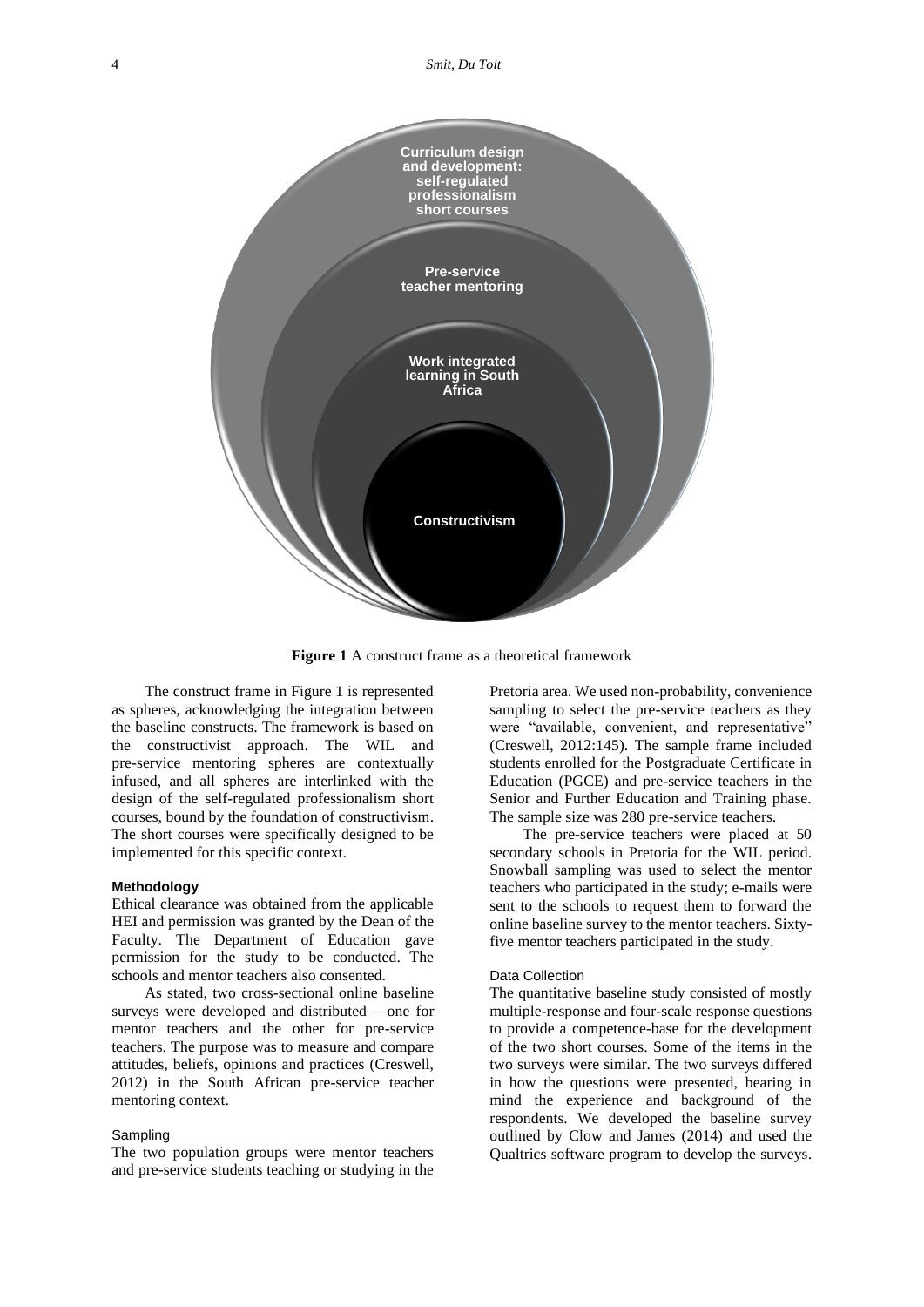Curriculum design and development: self-regulated professionalism short courses

Pre-service teacher mentoring

Work integrated learning in South Africa

Constructivism

**Figure 1** A construct frame as a theoretical framework

The construct frame in Figure 1 is represented as spheres, acknowledging the integration between the baseline constructs. The framework is based on the constructivist approach. The WIL and pre-service mentoring spheres are contextually infused, and all spheres are interlinked with the design of the self-regulated professionalism short courses, bound by the foundation of constructivism. The short courses were specifically designed to be implemented for this specific context.

## Methodology

Ethical clearance was obtained from the applicable HEI and permission was granted by the Dean of the Faculty. The Department of Education gave permission for the study to be conducted. The schools and mentor teachers also consented.

As stated, two cross-sectional online baseline surveys were developed and distributed – one for mentor teachers and the other for pre-service teachers. The purpose was to measure and compare attitudes, beliefs, opinions and practices (Creswell, 2012) in the South African pre-service teacher mentoring context.

### Sampling

The two population groups were mentor teachers and pre-service students teaching or studying in the Pretoria area. We used non-probability, convenience sampling to select the pre-service teachers as they were "available, convenient, and representative" (Creswell, 2012:145). The sample frame included students enrolled for the Postgraduate Certificate in Education (PGCE) and pre-service teachers in the Senior and Further Education and Training phase. The sample size was 280 pre-service teachers.

The pre-service teachers were placed at 50 secondary schools in Pretoria for the WIL period. Snowball sampling was used to select the mentor teachers who participated in the study; e-mails were sent to the schools to request them to forward the online baseline survey to the mentor teachers. Sixty-five mentor teachers participated in the study.

### Data Collection

The quantitative baseline study consisted of mostly multiple-response and four-scale response questions to provide a competence-base for the development of the two short courses. Some of the items in the two surveys were similar. The two surveys differed in how the questions were presented, bearing in mind the experience and background of the respondents. We developed the baseline survey outlined by Clow and James (2014) and used the Qualtrics software program to develop the surveys.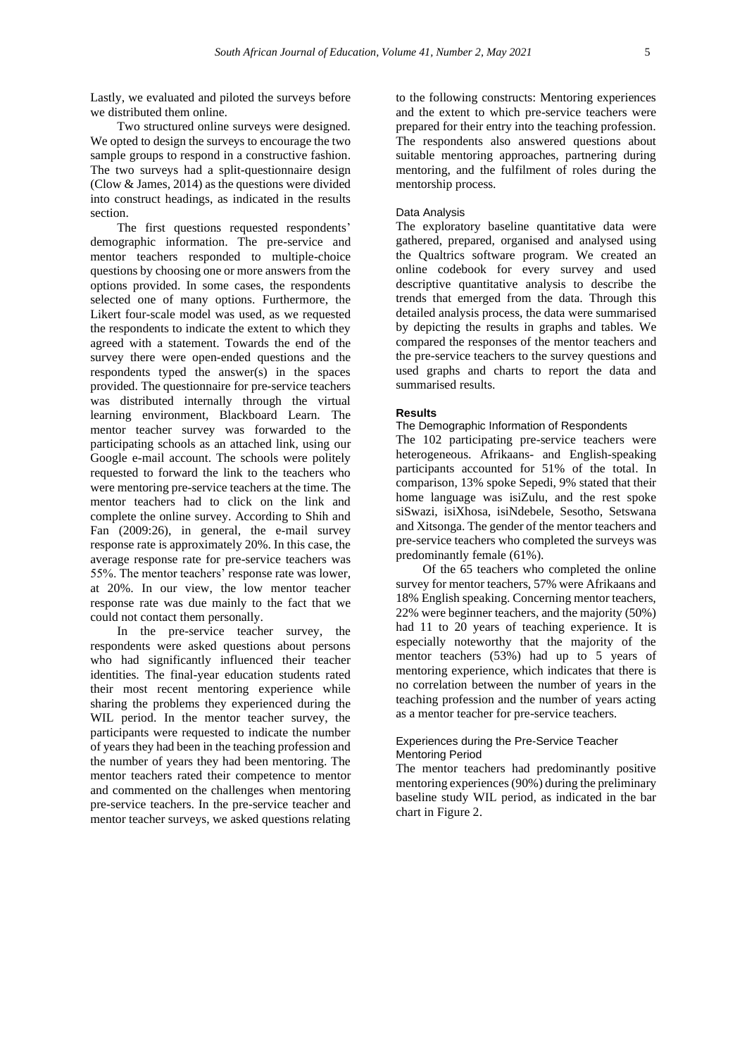Lastly, we evaluated and piloted the surveys before we distributed them online.

Two structured online surveys were designed. We opted to design the surveys to encourage the two sample groups to respond in a constructive fashion. The two surveys had a split-questionnaire design (Clow & James, 2014) as the questions were divided into construct headings, as indicated in the results section.

The first questions requested respondents' demographic information. The pre-service and mentor teachers responded to multiple-choice questions by choosing one or more answers from the options provided. In some cases, the respondents selected one of many options. Furthermore, the Likert four-scale model was used, as we requested the respondents to indicate the extent to which they agreed with a statement. Towards the end of the survey there were open-ended questions and the respondents typed the answer(s) in the spaces provided. The questionnaire for pre-service teachers was distributed internally through the virtual learning environment, Blackboard Learn. The mentor teacher survey was forwarded to the participating schools as an attached link, using our Google e-mail account. The schools were politely requested to forward the link to the teachers who were mentoring pre-service teachers at the time. The mentor teachers had to click on the link and complete the online survey. According to Shih and Fan (2009:26), in general, the e-mail survey response rate is approximately 20%. In this case, the average response rate for pre-service teachers was 55%. The mentor teachers' response rate was lower, at 20%. In our view, the low mentor teacher response rate was due mainly to the fact that we could not contact them personally.

In the pre-service teacher survey, the respondents were asked questions about persons who had significantly influenced their teacher identities. The final-year education students rated their most recent mentoring experience while sharing the problems they experienced during the WIL period. In the mentor teacher survey, the participants were requested to indicate the number of years they had been in the teaching profession and the number of years they had been mentoring. The mentor teachers rated their competence to mentor and commented on the challenges when mentoring pre-service teachers. In the pre-service teacher and mentor teacher surveys, we asked questions relating to the following constructs: Mentoring experiences and the extent to which pre-service teachers were prepared for their entry into the teaching profession. The respondents also answered questions about suitable mentoring approaches, partnering during mentoring, and the fulfilment of roles during the mentorship process.

### Data Analysis

The exploratory baseline quantitative data were gathered, prepared, organised and analysed using the Qualtrics software program. We created an online codebook for every survey and used descriptive quantitative analysis to describe the trends that emerged from the data. Through this detailed analysis process, the data were summarised by depicting the results in graphs and tables. We compared the responses of the mentor teachers and the pre-service teachers to the survey questions and used graphs and charts to report the data and summarised results.

## Results

### The Demographic Information of Respondents

The 102 participating pre-service teachers were heterogeneous. Afrikaans- and English-speaking participants accounted for 51% of the total. In comparison, 13% spoke Sepedi, 9% stated that their home language was isiZulu, and the rest spoke siSwazi, isiXhosa, isiNdebele, Sesotho, Setswana and Xitsonga. The gender of the mentor teachers and pre-service teachers who completed the surveys was predominantly female (61%).

Of the 65 teachers who completed the online survey for mentor teachers, 57% were Afrikaans and 18% English speaking. Concerning mentor teachers, 22% were beginner teachers, and the majority (50%) had 11 to 20 years of teaching experience. It is especially noteworthy that the majority of the mentor teachers (53%) had up to 5 years of mentoring experience, which indicates that there is no correlation between the number of years in the teaching profession and the number of years acting as a mentor teacher for pre-service teachers.

### Experiences during the Pre-Service Teacher Mentoring Period

The mentor teachers had predominantly positive mentoring experiences (90%) during the preliminary baseline study WIL period, as indicated in the bar chart in Figure 2.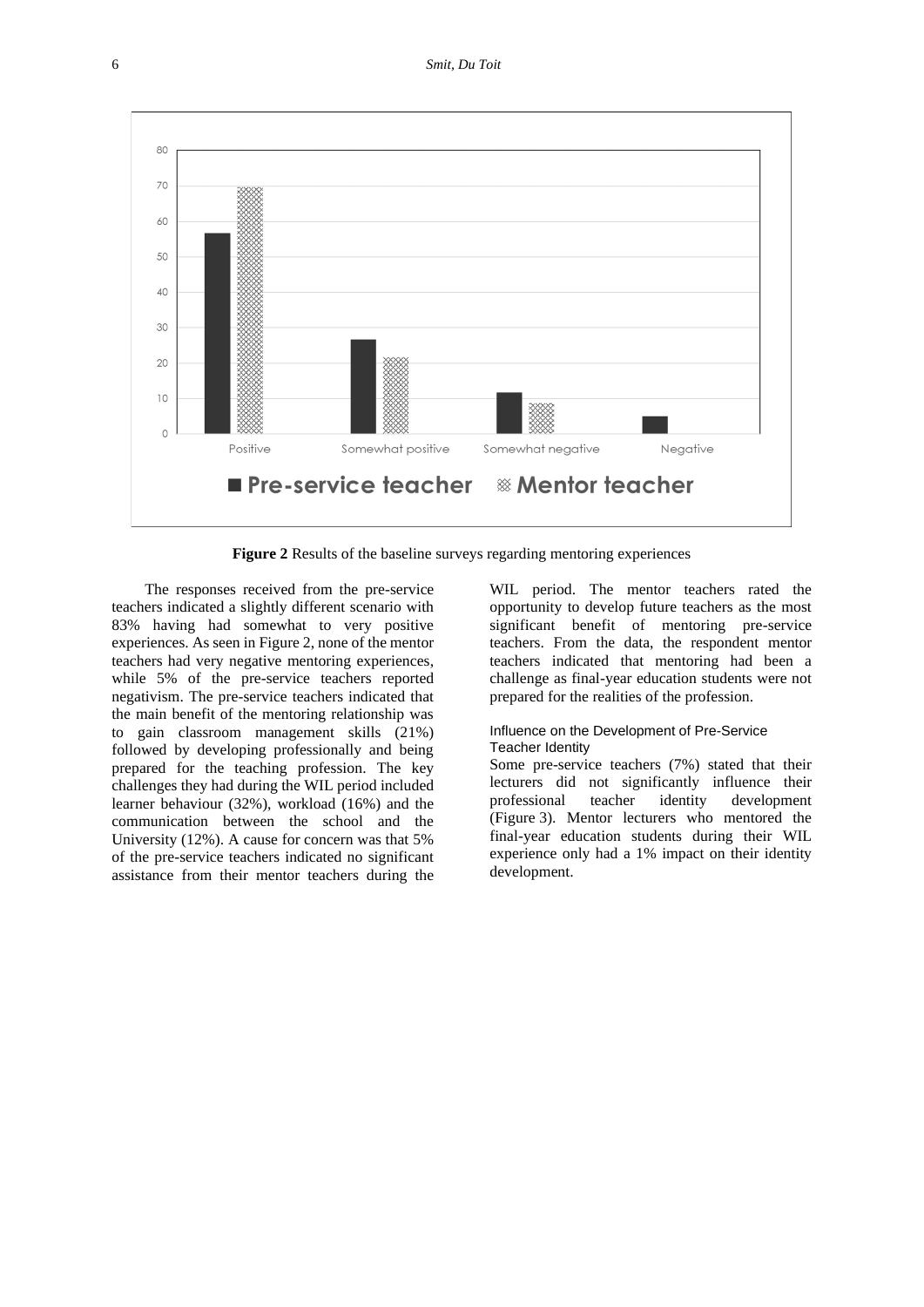**Figure 2** Results of the baseline surveys regarding mentoring experiences

The responses received from the pre-service teachers indicated a slightly different scenario with 83% having had somewhat to very positive experiences. As seen in Figure 2, none of the mentor teachers had very negative mentoring experiences, while 5% of the pre-service teachers reported negativism. The pre-service teachers indicated that the main benefit of the mentoring relationship was to gain classroom management skills (21%) followed by developing professionally and being prepared for the teaching profession. The key challenges they had during the WIL period included learner behaviour (32%), workload (16%) and the communication between the school and the University (12%). A cause for concern was that 5% of the pre-service teachers indicated no significant assistance from their mentor teachers during the WIL period. The mentor teachers rated the opportunity to develop future teachers as the most significant benefit of mentoring pre-service teachers. From the data, the respondent mentor teachers indicated that mentoring had been a challenge as final-year education students were not prepared for the realities of the profession.

#### Influence on the Development of Pre-Service Teacher Identity

Some pre-service teachers (7%) stated that their lecturers did not significantly influence their professional teacher identity development (Figure 3). Mentor lecturers who mentored the final-year education students during their WIL experience only had a 1% impact on their identity development.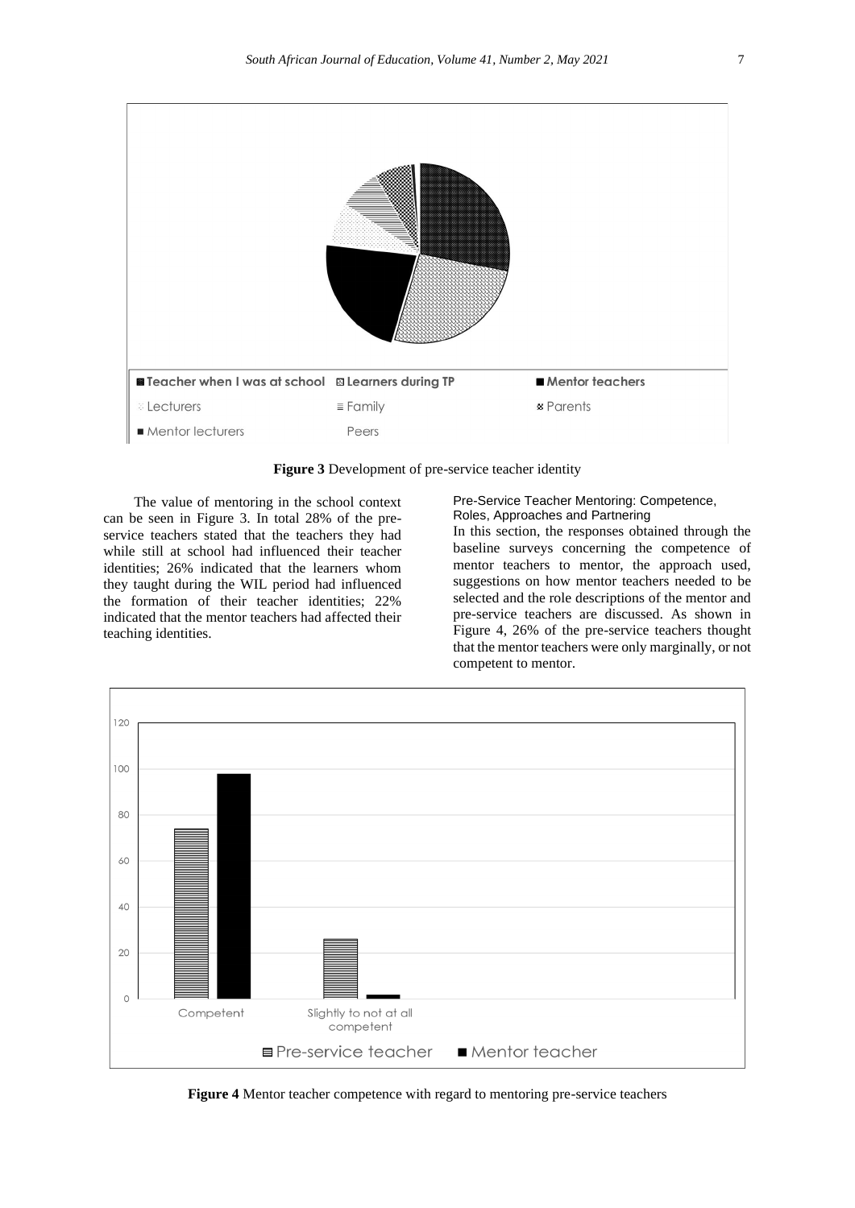**Figure 3** Development of pre-service teacher identity

The value of mentoring in the school context can be seen in Figure 3. In total 28% of the pre-service teachers stated that the teachers they had while still at school had influenced their teacher identities; 26% indicated that the learners whom they taught during the WIL period had influenced the formation of their teacher identities; 22% indicated that the mentor teachers had affected their teaching identities.

### Pre-Service Teacher Mentoring: Competence, Roles, Approaches and Partnering

In this section, the responses obtained through the baseline surveys concerning the competence of mentor teachers to mentor, the approach used, suggestions on how mentor teachers needed to be selected and the role descriptions of the mentor and pre-service teachers are discussed. As shown in Figure 4, 26% of the pre-service teachers thought that the mentor teachers were only marginally, or not competent to mentor.

**Figure 4** Mentor teacher competence with regard to mentoring pre-service teachers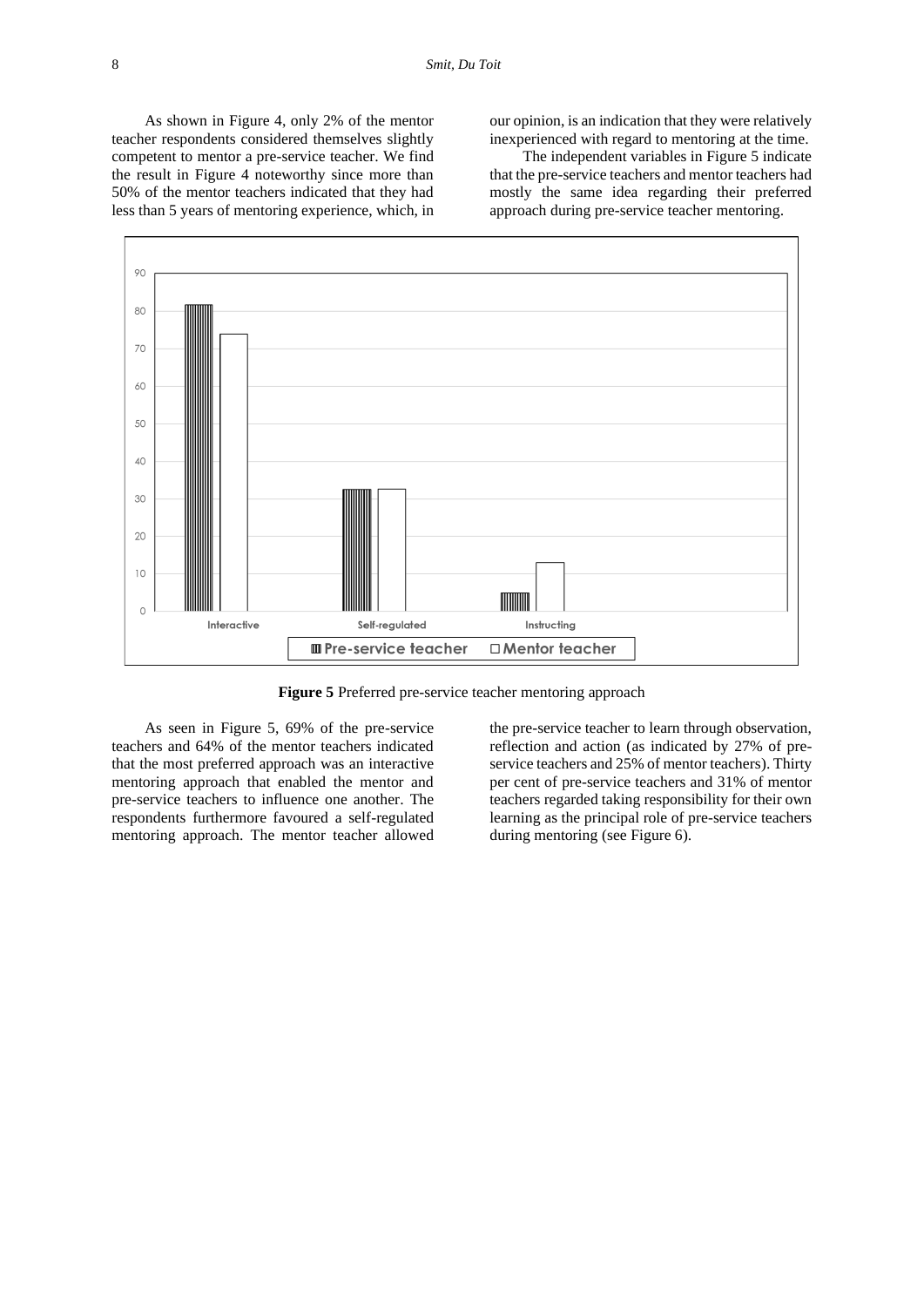As shown in Figure 4, only 2% of the mentor teacher respondents considered themselves slightly competent to mentor a pre-service teacher. We find the result in Figure 4 noteworthy since more than 50% of the mentor teachers indicated that they had less than 5 years of mentoring experience, which, in our opinion, is an indication that they were relatively inexperienced with regard to mentoring at the time.

The independent variables in Figure 5 indicate that the pre-service teachers and mentor teachers had mostly the same idea regarding their preferred approach during pre-service teacher mentoring.

**Figure 5** Preferred pre-service teacher mentoring approach

As seen in Figure 5, 69% of the pre-service teachers and 64% of the mentor teachers indicated that the most preferred approach was an interactive mentoring approach that enabled the mentor and pre-service teachers to influence one another. The respondents furthermore favoured a self-regulated mentoring approach. The mentor teacher allowed the pre-service teacher to learn through observation, reflection and action (as indicated by 27% of pre-service teachers and 25% of mentor teachers). Thirty per cent of pre-service teachers and 31% of mentor teachers regarded taking responsibility for their own learning as the principal role of pre-service teachers during mentoring (see Figure 6).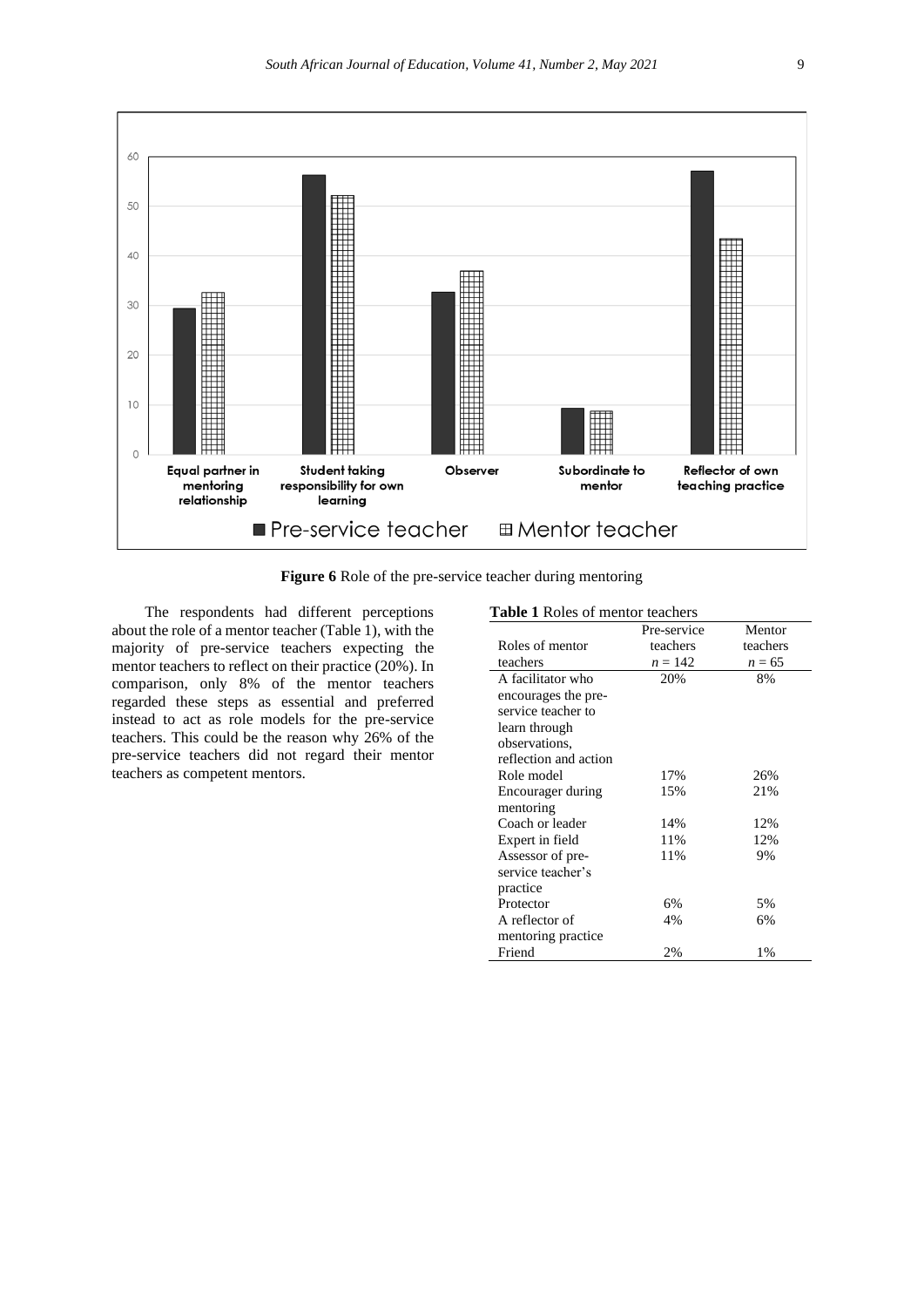**Figure 6** Role of the pre-service teacher during mentoring

The respondents had different perceptions about the role of a mentor teacher (Table 1), with the majority of pre-service teachers expecting the mentor teachers to reflect on their practice (20%). In comparison, only 8% of the mentor teachers regarded these steps as essential and preferred instead to act as role models for the pre-service teachers. This could be the reason why 26% of the pre-service teachers did not regard their mentor teachers as competent mentors.

**Table 1** Roles of mentor teachers

| Roles of mentor teachers | Pre-service teachers $n = 142$ | Mentor teachers $n = 65$ |
|---|---|---|
| A facilitator who encourages the pre-service teacher to learn through observations, reflection and action | 20% | 8% |
| Role model | 17% | 26% |
| Encourager during mentoring | 15% | 21% |
| Coach or leader | 14% | 12% |
| Expert in field | 11% | 12% |
| Assessor of pre-service teacher's practice | 11% | 9% |
| Protector | 6% | 5% |
| A reflector of mentoring practice | 4% | 6% |
| Friend | 2% | 1% |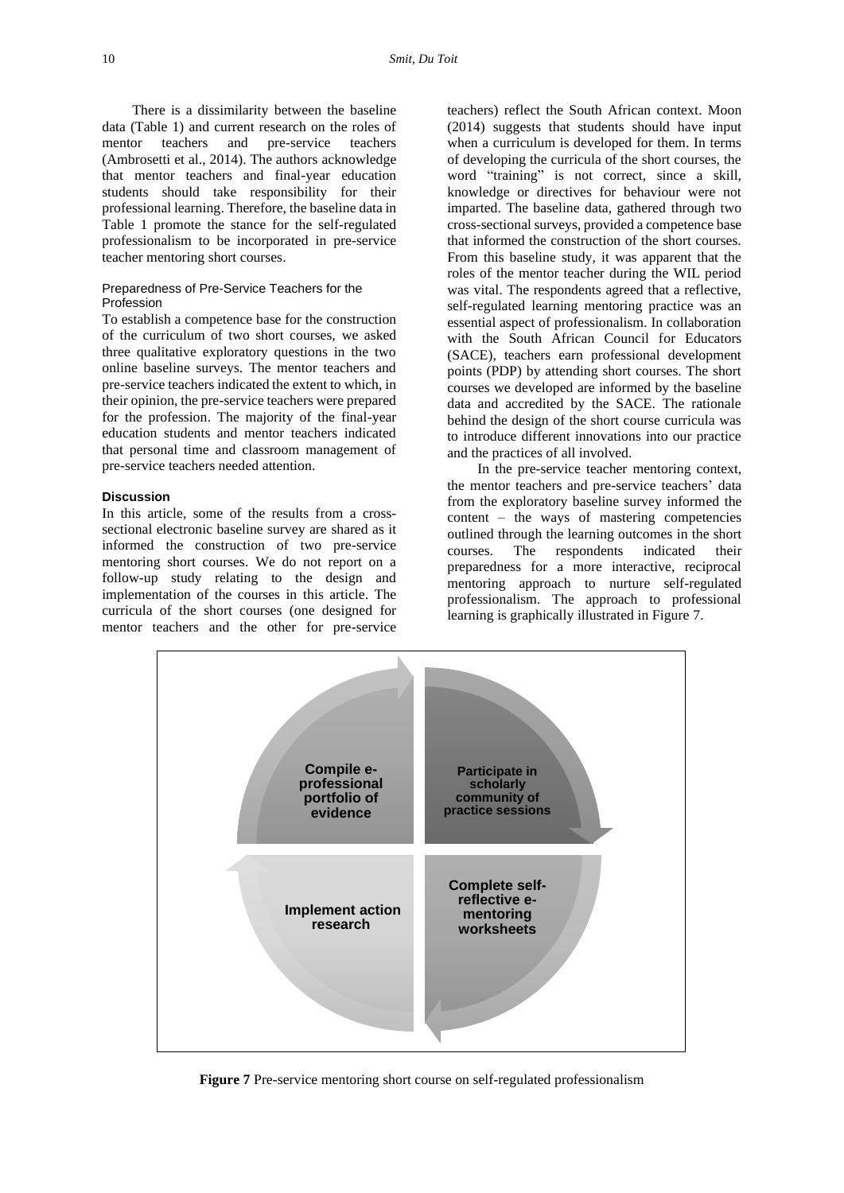There is a dissimilarity between the baseline data (Table 1) and current research on the roles of mentor teachers and pre-service teachers (Ambrosetti et al., 2014). The authors acknowledge that mentor teachers and final-year education students should take responsibility for their professional learning. Therefore, the baseline data in Table 1 promote the stance for the self-regulated professionalism to be incorporated in pre-service teacher mentoring short courses.

### Preparedness of Pre-Service Teachers for the Profession

To establish a competence base for the construction of the curriculum of two short courses, we asked three qualitative exploratory questions in the two online baseline surveys. The mentor teachers and pre-service teachers indicated the extent to which, in their opinion, the pre-service teachers were prepared for the profession. The majority of the final-year education students and mentor teachers indicated that personal time and classroom management of pre-service teachers needed attention.

## Discussion

In this article, some of the results from a cross-sectional electronic baseline survey are shared as it informed the construction of two pre-service mentoring short courses. We do not report on a follow-up study relating to the design and implementation of the courses in this article. The curricula of the short courses (one designed for mentor teachers and the other for pre-service teachers) reflect the South African context. Moon (2014) suggests that students should have input when a curriculum is developed for them. In terms of developing the curricula of the short courses, the word "training" is not correct, since a skill, knowledge or directives for behaviour were not imparted. The baseline data, gathered through two cross-sectional surveys, provided a competence base that informed the construction of the short courses. From this baseline study, it was apparent that the roles of the mentor teacher during the WIL period was vital. The respondents agreed that a reflective, self-regulated learning mentoring practice was an essential aspect of professionalism. In collaboration with the South African Council for Educators (SACE), teachers earn professional development points (PDP) by attending short courses. The short courses we developed are informed by the baseline data and accredited by the SACE. The rationale behind the design of the short course curricula was to introduce different innovations into our practice and the practices of all involved.

In the pre-service teacher mentoring context, the mentor teachers and pre-service teachers' data from the exploratory baseline survey informed the content – the ways of mastering competencies outlined through the learning outcomes in the short courses. The respondents indicated their preparedness for a more interactive, reciprocal mentoring approach to nurture self-regulated professionalism. The approach to professional learning is graphically illustrated in Figure 7.

Compile e-professional portfolio of evidence → Participate in scholarly community of practice sessions → Complete self-reflective e-mentoring worksheets → Implement action research

**Figure 7** Pre-service mentoring short course on self-regulated professionalism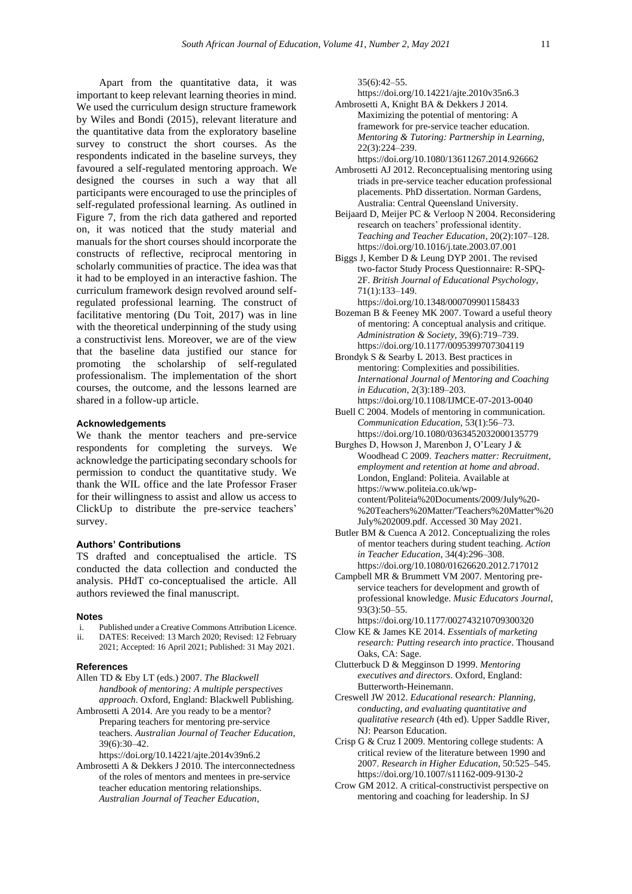Apart from the quantitative data, it was important to keep relevant learning theories in mind. We used the curriculum design structure framework by Wiles and Bondi (2015), relevant literature and the quantitative data from the exploratory baseline survey to construct the short courses. As the respondents indicated in the baseline surveys, they favoured a self-regulated mentoring approach. We designed the courses in such a way that all participants were encouraged to use the principles of self-regulated professional learning. As outlined in Figure 7, from the rich data gathered and reported on, it was noticed that the study material and manuals for the short courses should incorporate the constructs of reflective, reciprocal mentoring in scholarly communities of practice. The idea was that it had to be employed in an interactive fashion. The curriculum framework design revolved around self-regulated professional learning. The construct of facilitative mentoring (Du Toit, 2017) was in line with the theoretical underpinning of the study using a constructivist lens. Moreover, we are of the view that the baseline data justified our stance for promoting the scholarship of self-regulated professionalism. The implementation of the short courses, the outcome, and the lessons learned are shared in a follow-up article.

#### Acknowledgements

We thank the mentor teachers and pre-service respondents for completing the surveys. We acknowledge the participating secondary schools for permission to conduct the quantitative study. We thank the WIL office and the late Professor Fraser for their willingness to assist and allow us access to ClickUp to distribute the pre-service teachers' survey.

#### Authors' Contributions

TS drafted and conceptualised the article. TS conducted the data collection and conducted the analysis. PHdT co-conceptualised the article. All authors reviewed the final manuscript.

#### Notes

i. Published under a Creative Commons Attribution Licence.
ii. DATES: Received: 13 March 2020; Revised: 12 February 2021; Accepted: 16 April 2021; Published: 31 May 2021.

#### References

Allen TD & Eby LT (eds.) 2007. *The Blackwell handbook of mentoring: A multiple perspectives approach*. Oxford, England: Blackwell Publishing.

Ambrosetti A 2014. Are you ready to be a mentor? Preparing teachers for mentoring pre-service teachers. *Australian Journal of Teacher Education*, 39(6):30–42. https://doi.org/10.14221/ajte.2014v39n6.2

Ambrosetti A & Dekkers J 2010. The interconnectedness of the roles of mentors and mentees in pre-service teacher education mentoring relationships. *Australian Journal of Teacher Education*, 35(6):42–55. https://doi.org/10.14221/ajte.2010v35n6.3

Ambrosetti A, Knight BA & Dekkers J 2014. Maximizing the potential of mentoring: A framework for pre-service teacher education. *Mentoring & Tutoring: Partnership in Learning*, 22(3):224–239. https://doi.org/10.1080/13611267.2014.926662

Ambrosetti AJ 2012. Reconceptualising mentoring using triads in pre-service teacher education professional placements. PhD dissertation. Norman Gardens, Australia: Central Queensland University.

Beijaard D, Meijer PC & Verloop N 2004. Reconsidering research on teachers' professional identity. *Teaching and Teacher Education*, 20(2):107–128. https://doi.org/10.1016/j.tate.2003.07.001

Biggs J, Kember D & Leung DYP 2001. The revised two-factor Study Process Questionnaire: R-SPQ-2F. *British Journal of Educational Psychology*, 71(1):133–149. https://doi.org/10.1348/000709901158433

Bozeman B & Feeney MK 2007. Toward a useful theory of mentoring: A conceptual analysis and critique. *Administration & Society*, 39(6):719–739. https://doi.org/10.1177/0095399707304119

Brondyk S & Searby L 2013. Best practices in mentoring: Complexities and possibilities. *International Journal of Mentoring and Coaching in Education*, 2(3):189–203. https://doi.org/10.1108/IJMCE-07-2013-0040

Buell C 2004. Models of mentoring in communication. *Communication Education*, 53(1):56–73. https://doi.org/10.1080/0363452032000135779

Burghes D, Howson J, Marenbon J, O'Leary J & Woodhead C 2009. *Teachers matter: Recruitment, employment and retention at home and abroad*. London, England: Politeia. Available at https://www.politeia.co.uk/wp-content/Politeia%20Documents/2009/July%20-%20Teachers%20Matter/'Teachers%20Matter'%20July%202009.pdf. Accessed 30 May 2021.

Butler BM & Cuenca A 2012. Conceptualizing the roles of mentor teachers during student teaching. *Action in Teacher Education*, 34(4):296–308. https://doi.org/10.1080/01626620.2012.717012

Campbell MR & Brummett VM 2007. Mentoring pre-service teachers for development and growth of professional knowledge. *Music Educators Journal*, 93(3):50–55. https://doi.org/10.1177/002743210709300320

Clow KE & James KE 2014. *Essentials of marketing research: Putting research into practice*. Thousand Oaks, CA: Sage.

Clutterbuck D & Megginson D 1999. *Mentoring executives and directors*. Oxford, England: Butterworth-Heinemann.

Creswell JW 2012. *Educational research: Planning, conducting, and evaluating quantitative and qualitative research* (4th ed). Upper Saddle River, NJ: Pearson Education.

Crisp G & Cruz I 2009. Mentoring college students: A critical review of the literature between 1990 and 2007. *Research in Higher Education*, 50:525–545. https://doi.org/10.1007/s11162-009-9130-2

Crow GM 2012. A critical-constructivist perspective on mentoring and coaching for leadership. In SJ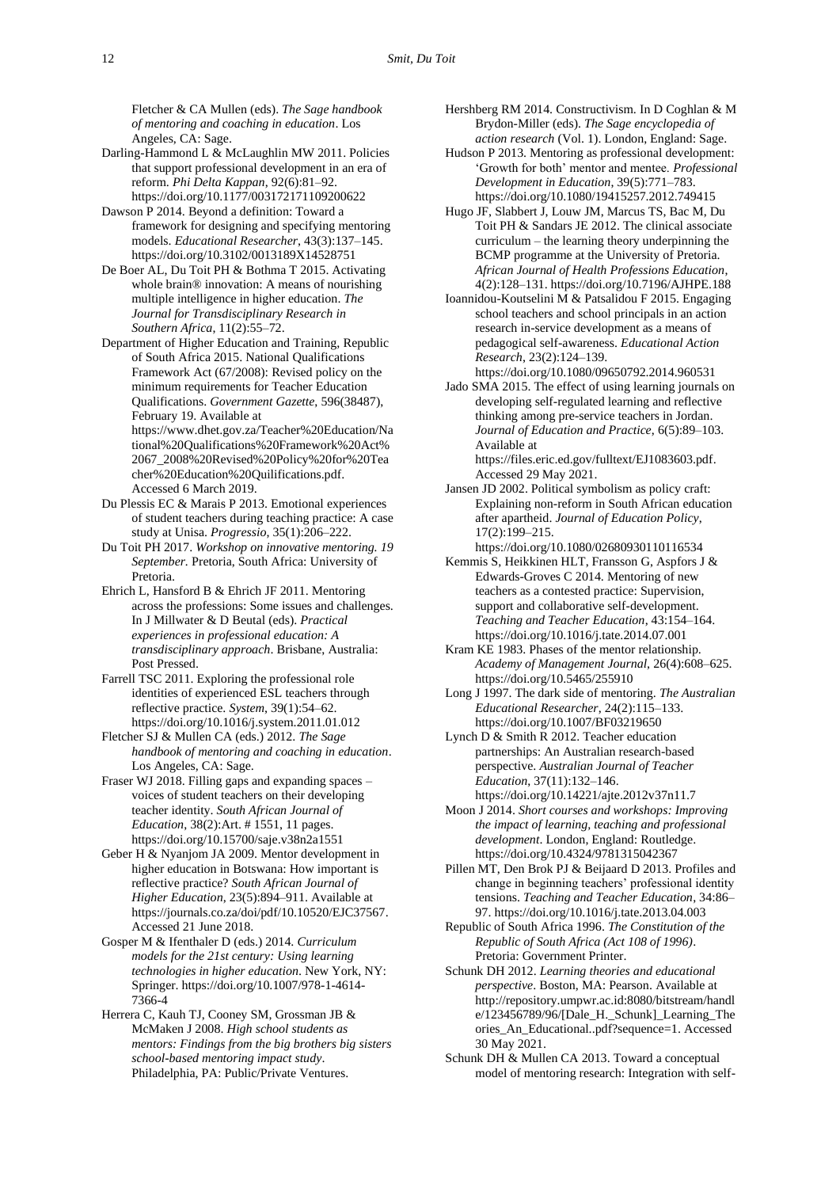Fletcher & CA Mullen (eds). *The Sage handbook of mentoring and coaching in education*. Los Angeles, CA: Sage.

Darling-Hammond L & McLaughlin MW 2011. Policies that support professional development in an era of reform. *Phi Delta Kappan*, 92(6):81–92. https://doi.org/10.1177/003172171109200622

Dawson P 2014. Beyond a definition: Toward a framework for designing and specifying mentoring models. *Educational Researcher*, 43(3):137–145. https://doi.org/10.3102/0013189X14528751

De Boer AL, Du Toit PH & Bothma T 2015. Activating whole brain® innovation: A means of nourishing multiple intelligence in higher education. *The Journal for Transdisciplinary Research in Southern Africa*, 11(2):55–72.

Department of Higher Education and Training, Republic of South Africa 2015. National Qualifications Framework Act (67/2008): Revised policy on the minimum requirements for Teacher Education Qualifications. *Government Gazette*, 596(38487), February 19. Available at https://www.dhet.gov.za/Teacher%20Education/National%20Qualifications%20Framework%20Act%2067_2008%20Revised%20Policy%20for%20Teacher%20Education%20Quilifications.pdf. Accessed 6 March 2019.

Du Plessis EC & Marais P 2013. Emotional experiences of student teachers during teaching practice: A case study at Unisa. *Progressio*, 35(1):206–222.

Du Toit PH 2017. *Workshop on innovative mentoring. 19 September.* Pretoria, South Africa: University of Pretoria.

Ehrich L, Hansford B & Ehrich JF 2011. Mentoring across the professions: Some issues and challenges. In J Millwater & D Beutal (eds). *Practical experiences in professional education: A transdisciplinary approach*. Brisbane, Australia: Post Pressed.

Farrell TSC 2011. Exploring the professional role identities of experienced ESL teachers through reflective practice. *System*, 39(1):54–62. https://doi.org/10.1016/j.system.2011.01.012

Fletcher SJ & Mullen CA (eds.) 2012. *The Sage handbook of mentoring and coaching in education*. Los Angeles, CA: Sage.

Fraser WJ 2018. Filling gaps and expanding spaces – voices of student teachers on their developing teacher identity. *South African Journal of Education*, 38(2):Art. # 1551, 11 pages. https://doi.org/10.15700/saje.v38n2a1551

Geber H & Nyanjom JA 2009. Mentor development in higher education in Botswana: How important is reflective practice? *South African Journal of Higher Education*, 23(5):894–911. Available at https://journals.co.za/doi/pdf/10.10520/EJC37567. Accessed 21 June 2018.

Gosper M & Ifenthaler D (eds.) 2014. *Curriculum models for the 21st century: Using learning technologies in higher education*. New York, NY: Springer. https://doi.org/10.1007/978-1-4614-7366-4

Herrera C, Kauh TJ, Cooney SM, Grossman JB & McMaken J 2008. *High school students as mentors: Findings from the big brothers big sisters school-based mentoring impact study*. Philadelphia, PA: Public/Private Ventures.

Hershberg RM 2014. Constructivism. In D Coghlan & M Brydon-Miller (eds). *The Sage encyclopedia of action research* (Vol. 1). London, England: Sage.

Hudson P 2013. Mentoring as professional development: 'Growth for both' mentor and mentee. *Professional Development in Education*, 39(5):771–783. https://doi.org/10.1080/19415257.2012.749415

Hugo JF, Slabbert J, Louw JM, Marcus TS, Bac M, Du Toit PH & Sandars JE 2012. The clinical associate curriculum – the learning theory underpinning the BCMP programme at the University of Pretoria. *African Journal of Health Professions Education*, 4(2):128–131. https://doi.org/10.7196/AJHPE.188

Ioannidou-Koutselini M & Patsalidou F 2015. Engaging school teachers and school principals in an action research in-service development as a means of pedagogical self-awareness. *Educational Action Research*, 23(2):124–139. https://doi.org/10.1080/09650792.2014.960531

Jado SMA 2015. The effect of using learning journals on developing self-regulated learning and reflective thinking among pre-service teachers in Jordan. *Journal of Education and Practice*, 6(5):89–103. Available at https://files.eric.ed.gov/fulltext/EJ1083603.pdf. Accessed 29 May 2021.

Jansen JD 2002. Political symbolism as policy craft: Explaining non-reform in South African education after apartheid. *Journal of Education Policy*, 17(2):199–215. https://doi.org/10.1080/02680930110116534

Kemmis S, Heikkinen HLT, Fransson G, Aspfors J & Edwards-Groves C 2014. Mentoring of new teachers as a contested practice: Supervision, support and collaborative self-development. *Teaching and Teacher Education*, 43:154–164. https://doi.org/10.1016/j.tate.2014.07.001

Kram KE 1983. Phases of the mentor relationship. *Academy of Management Journal*, 26(4):608–625. https://doi.org/10.5465/255910

Long J 1997. The dark side of mentoring. *The Australian Educational Researcher*, 24(2):115–133. https://doi.org/10.1007/BF03219650

Lynch D & Smith R 2012. Teacher education partnerships: An Australian research-based perspective. *Australian Journal of Teacher Education*, 37(11):132–146. https://doi.org/10.14221/ajte.2012v37n11.7

Moon J 2014. *Short courses and workshops: Improving the impact of learning, teaching and professional development*. London, England: Routledge. https://doi.org/10.4324/9781315042367

Pillen MT, Den Brok PJ & Beijaard D 2013. Profiles and change in beginning teachers' professional identity tensions. *Teaching and Teacher Education*, 34:86–97. https://doi.org/10.1016/j.tate.2013.04.003

Republic of South Africa 1996. *The Constitution of the Republic of South Africa (Act 108 of 1996)*. Pretoria: Government Printer.

Schunk DH 2012. *Learning theories and educational perspective*. Boston, MA: Pearson. Available at http://repository.umpwr.ac.id:8080/bitstream/handle/123456789/96/[Dale_H._Schunk]_Learning_Theories_An_Educational..pdf?sequence=1. Accessed 30 May 2021.

Schunk DH & Mullen CA 2013. Toward a conceptual model of mentoring research: Integration with self-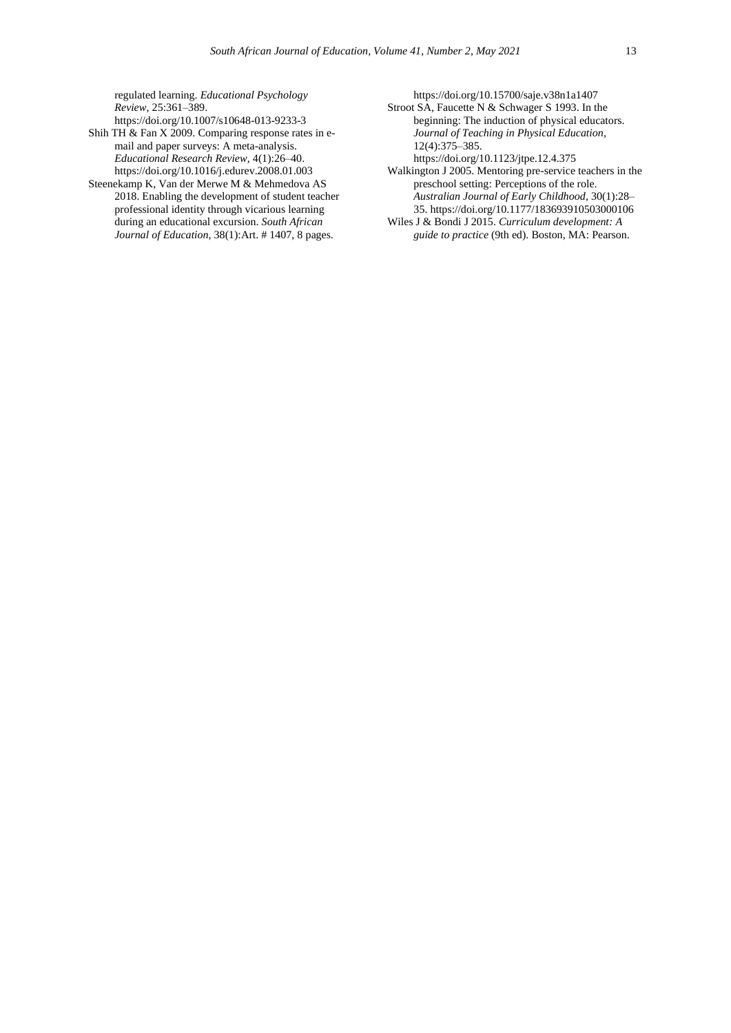regulated learning. *Educational Psychology Review*, 25:361–389. https://doi.org/10.1007/s10648-013-9233-3

Shih TH & Fan X 2009. Comparing response rates in e-mail and paper surveys: A meta-analysis. *Educational Research Review*, 4(1):26–40. https://doi.org/10.1016/j.edurev.2008.01.003

Steenekamp K, Van der Merwe M & Mehmedova AS 2018. Enabling the development of student teacher professional identity through vicarious learning during an educational excursion. *South African Journal of Education*, 38(1):Art. # 1407, 8 pages. https://doi.org/10.15700/saje.v38n1a1407

Stroot SA, Faucette N & Schwager S 1993. In the beginning: The induction of physical educators. *Journal of Teaching in Physical Education*, 12(4):375–385. https://doi.org/10.1123/jtpe.12.4.375

Walkington J 2005. Mentoring pre-service teachers in the preschool setting: Perceptions of the role. *Australian Journal of Early Childhood*, 30(1):28–35. https://doi.org/10.1177/183693910503000106

Wiles J & Bondi J 2015. *Curriculum development: A guide to practice* (9th ed). Boston, MA: Pearson.